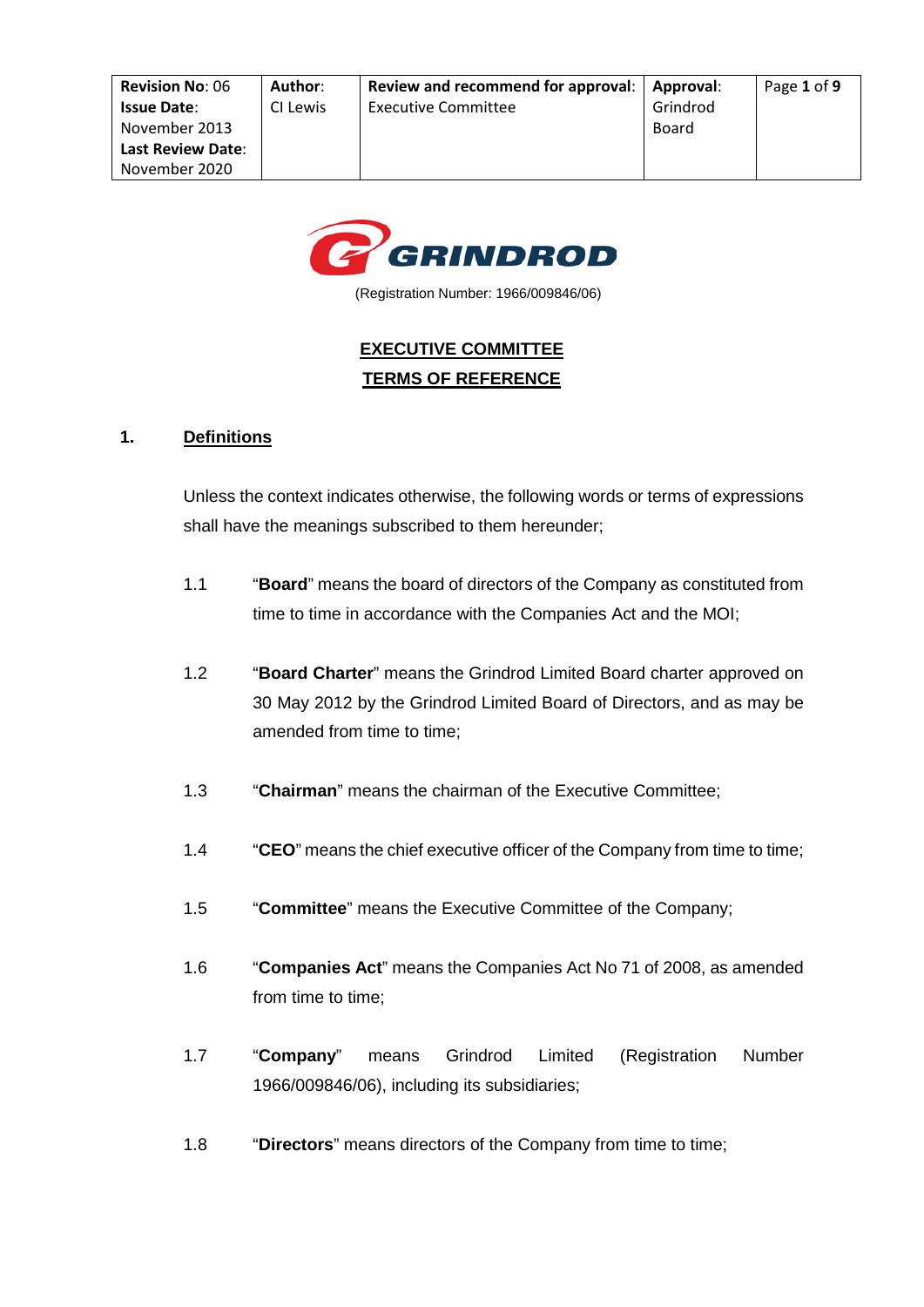| Revision No: 06 Issue Date: November 2013 Last Review Date: November 2020 | Author: CI Lewis | Review and recommend for approval: Executive Committee | Approval: Grindrod Board |
|---|---|---|---|

GRINDROD

(Registration Number: 1966/009846/06)

# EXECUTIVE COMMITTEE TERMS OF REFERENCE

## 1. Definitions

Unless the context indicates otherwise, the following words or terms of expressions shall have the meanings subscribed to them hereunder;

1.1 "**Board**" means the board of directors of the Company as constituted from time to time in accordance with the Companies Act and the MOI;

1.2 "**Board Charter**" means the Grindrod Limited Board charter approved on 30 May 2012 by the Grindrod Limited Board of Directors, and as may be amended from time to time;

1.3 "**Chairman**" means the chairman of the Executive Committee;

1.4 "**CEO**" means the chief executive officer of the Company from time to time;

1.5 "**Committee**" means the Executive Committee of the Company;

1.6 "**Companies Act**" means the Companies Act No 71 of 2008, as amended from time to time;

1.7 "**Company**" means Grindrod Limited (Registration Number 1966/009846/06), including its subsidiaries;

1.8 "**Directors**" means directors of the Company from time to time;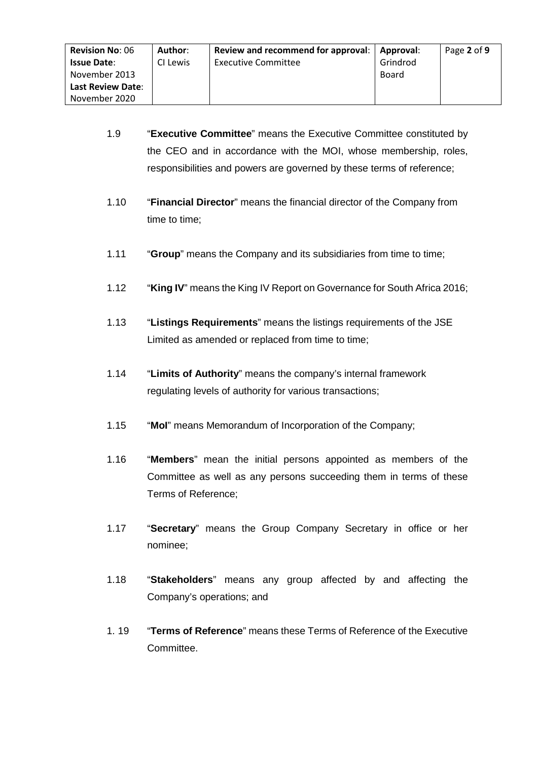1.9 "**Executive Committee**" means the Executive Committee constituted by the CEO and in accordance with the MOI, whose membership, roles, responsibilities and powers are governed by these terms of reference;

1.10 "**Financial Director**" means the financial director of the Company from time to time;

1.11 "**Group**" means the Company and its subsidiaries from time to time;

1.12 "**King IV**" means the King IV Report on Governance for South Africa 2016;

1.13 "**Listings Requirements**" means the listings requirements of the JSE Limited as amended or replaced from time to time;

1.14 "**Limits of Authority**" means the company's internal framework regulating levels of authority for various transactions;

1.15 "**MoI**" means Memorandum of Incorporation of the Company;

1.16 "**Members**" mean the initial persons appointed as members of the Committee as well as any persons succeeding them in terms of these Terms of Reference;

1.17 "**Secretary**" means the Group Company Secretary in office or her nominee;

1.18 "**Stakeholders**" means any group affected by and affecting the Company's operations; and

1. 19 "**Terms of Reference**" means these Terms of Reference of the Executive Committee.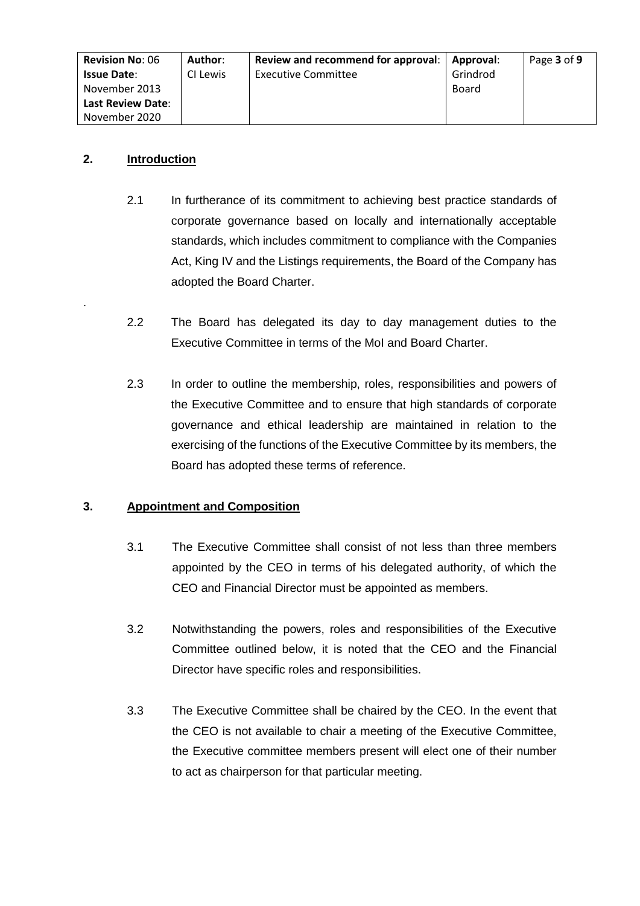## 2. Introduction

2.1 In furtherance of its commitment to achieving best practice standards of corporate governance based on locally and internationally acceptable standards, which includes commitment to compliance with the Companies Act, King IV and the Listings requirements, the Board of the Company has adopted the Board Charter.

2.2 The Board has delegated its day to day management duties to the Executive Committee in terms of the MoI and Board Charter.

2.3 In order to outline the membership, roles, responsibilities and powers of the Executive Committee and to ensure that high standards of corporate governance and ethical leadership are maintained in relation to the exercising of the functions of the Executive Committee by its members, the Board has adopted these terms of reference.

## 3. Appointment and Composition

3.1 The Executive Committee shall consist of not less than three members appointed by the CEO in terms of his delegated authority, of which the CEO and Financial Director must be appointed as members.

3.2 Notwithstanding the powers, roles and responsibilities of the Executive Committee outlined below, it is noted that the CEO and the Financial Director have specific roles and responsibilities.

3.3 The Executive Committee shall be chaired by the CEO. In the event that the CEO is not available to chair a meeting of the Executive Committee, the Executive committee members present will elect one of their number to act as chairperson for that particular meeting.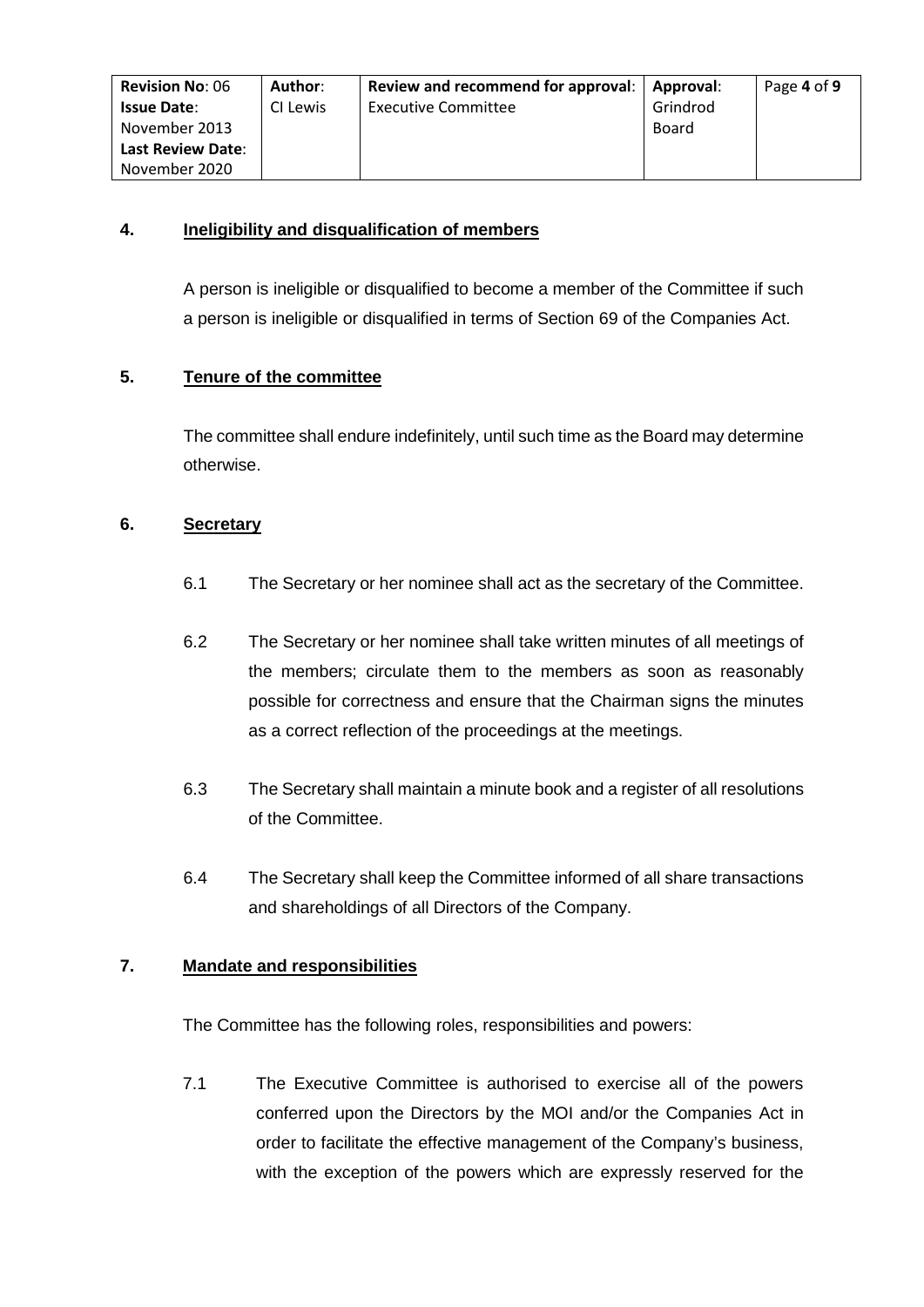## 4. Ineligibility and disqualification of members

A person is ineligible or disqualified to become a member of the Committee if such a person is ineligible or disqualified in terms of Section 69 of the Companies Act.

## 5. Tenure of the committee

The committee shall endure indefinitely, until such time as the Board may determine otherwise.

## 6. Secretary

6.1 The Secretary or her nominee shall act as the secretary of the Committee.

6.2 The Secretary or her nominee shall take written minutes of all meetings of the members; circulate them to the members as soon as reasonably possible for correctness and ensure that the Chairman signs the minutes as a correct reflection of the proceedings at the meetings.

6.3 The Secretary shall maintain a minute book and a register of all resolutions of the Committee.

6.4 The Secretary shall keep the Committee informed of all share transactions and shareholdings of all Directors of the Company.

## 7. Mandate and responsibilities

The Committee has the following roles, responsibilities and powers:

7.1 The Executive Committee is authorised to exercise all of the powers conferred upon the Directors by the MOI and/or the Companies Act in order to facilitate the effective management of the Company's business, with the exception of the powers which are expressly reserved for the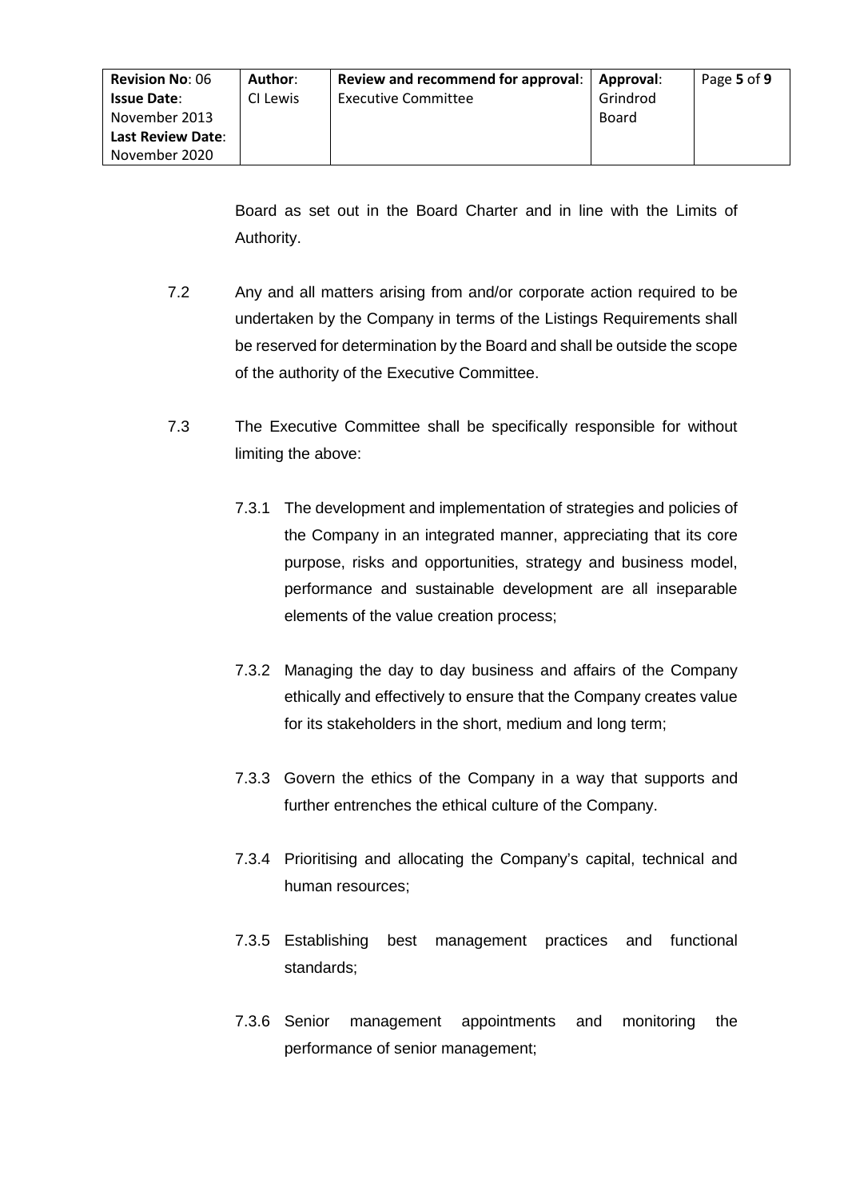Board as set out in the Board Charter and in line with the Limits of Authority.

7.2 Any and all matters arising from and/or corporate action required to be undertaken by the Company in terms of the Listings Requirements shall be reserved for determination by the Board and shall be outside the scope of the authority of the Executive Committee.

7.3 The Executive Committee shall be specifically responsible for without limiting the above:

7.3.1 The development and implementation of strategies and policies of the Company in an integrated manner, appreciating that its core purpose, risks and opportunities, strategy and business model, performance and sustainable development are all inseparable elements of the value creation process;

7.3.2 Managing the day to day business and affairs of the Company ethically and effectively to ensure that the Company creates value for its stakeholders in the short, medium and long term;

7.3.3 Govern the ethics of the Company in a way that supports and further entrenches the ethical culture of the Company.

7.3.4 Prioritising and allocating the Company's capital, technical and human resources;

7.3.5 Establishing best management practices and functional standards;

7.3.6 Senior management appointments and monitoring the performance of senior management;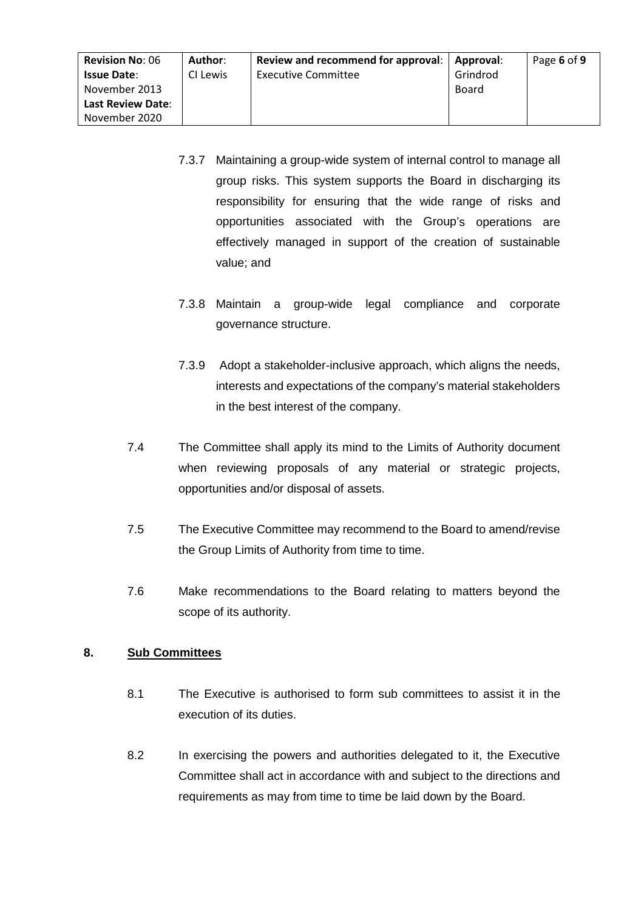7.3.7 Maintaining a group-wide system of internal control to manage all group risks. This system supports the Board in discharging its responsibility for ensuring that the wide range of risks and opportunities associated with the Group's operations are effectively managed in support of the creation of sustainable value; and

7.3.8 Maintain a group-wide legal compliance and corporate governance structure.

7.3.9 Adopt a stakeholder-inclusive approach, which aligns the needs, interests and expectations of the company's material stakeholders in the best interest of the company.

7.4 The Committee shall apply its mind to the Limits of Authority document when reviewing proposals of any material or strategic projects, opportunities and/or disposal of assets.

7.5 The Executive Committee may recommend to the Board to amend/revise the Group Limits of Authority from time to time.

7.6 Make recommendations to the Board relating to matters beyond the scope of its authority.

## 8. Sub Committees

8.1 The Executive is authorised to form sub committees to assist it in the execution of its duties.

8.2 In exercising the powers and authorities delegated to it, the Executive Committee shall act in accordance with and subject to the directions and requirements as may from time to time be laid down by the Board.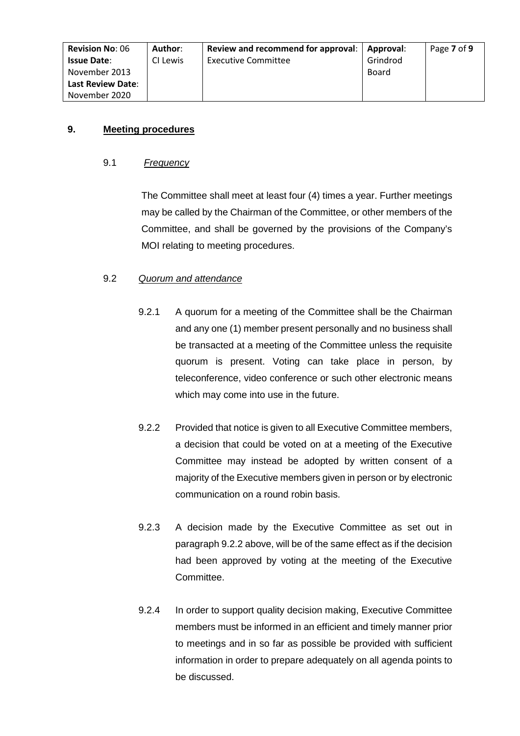## 9. Meeting procedures

### 9.1 *Frequency*

The Committee shall meet at least four (4) times a year. Further meetings may be called by the Chairman of the Committee, or other members of the Committee, and shall be governed by the provisions of the Company's MOI relating to meeting procedures.

### 9.2 *Quorum and attendance*

9.2.1 A quorum for a meeting of the Committee shall be the Chairman and any one (1) member present personally and no business shall be transacted at a meeting of the Committee unless the requisite quorum is present. Voting can take place in person, by teleconference, video conference or such other electronic means which may come into use in the future.

9.2.2 Provided that notice is given to all Executive Committee members, a decision that could be voted on at a meeting of the Executive Committee may instead be adopted by written consent of a majority of the Executive members given in person or by electronic communication on a round robin basis.

9.2.3 A decision made by the Executive Committee as set out in paragraph 9.2.2 above, will be of the same effect as if the decision had been approved by voting at the meeting of the Executive Committee.

9.2.4 In order to support quality decision making, Executive Committee members must be informed in an efficient and timely manner prior to meetings and in so far as possible be provided with sufficient information in order to prepare adequately on all agenda points to be discussed.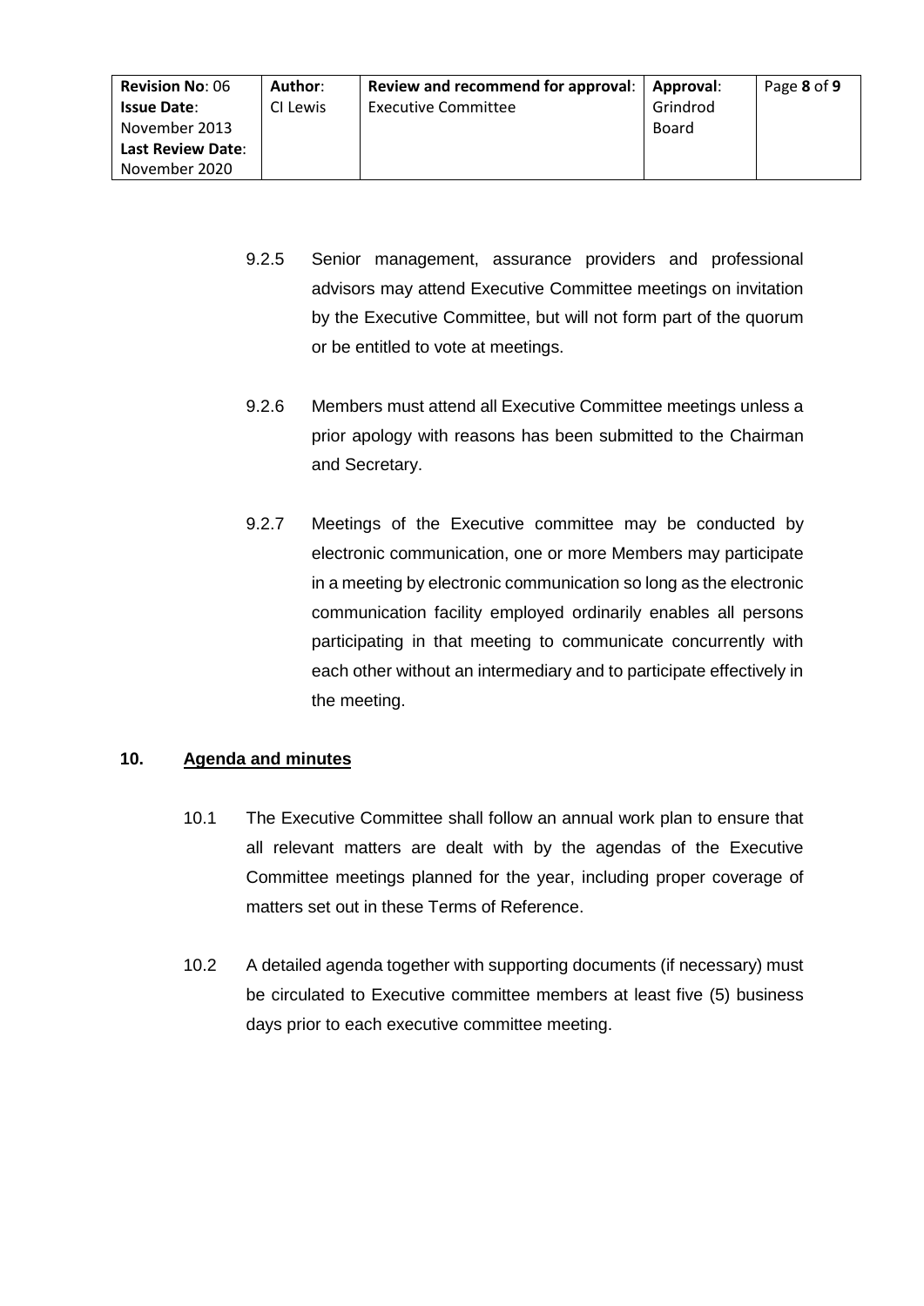9.2.5 Senior management, assurance providers and professional advisors may attend Executive Committee meetings on invitation by the Executive Committee, but will not form part of the quorum or be entitled to vote at meetings.

9.2.6 Members must attend all Executive Committee meetings unless a prior apology with reasons has been submitted to the Chairman and Secretary.

9.2.7 Meetings of the Executive committee may be conducted by electronic communication, one or more Members may participate in a meeting by electronic communication so long as the electronic communication facility employed ordinarily enables all persons participating in that meeting to communicate concurrently with each other without an intermediary and to participate effectively in the meeting.

## 10. Agenda and minutes

10.1 The Executive Committee shall follow an annual work plan to ensure that all relevant matters are dealt with by the agendas of the Executive Committee meetings planned for the year, including proper coverage of matters set out in these Terms of Reference.

10.2 A detailed agenda together with supporting documents (if necessary) must be circulated to Executive committee members at least five (5) business days prior to each executive committee meeting.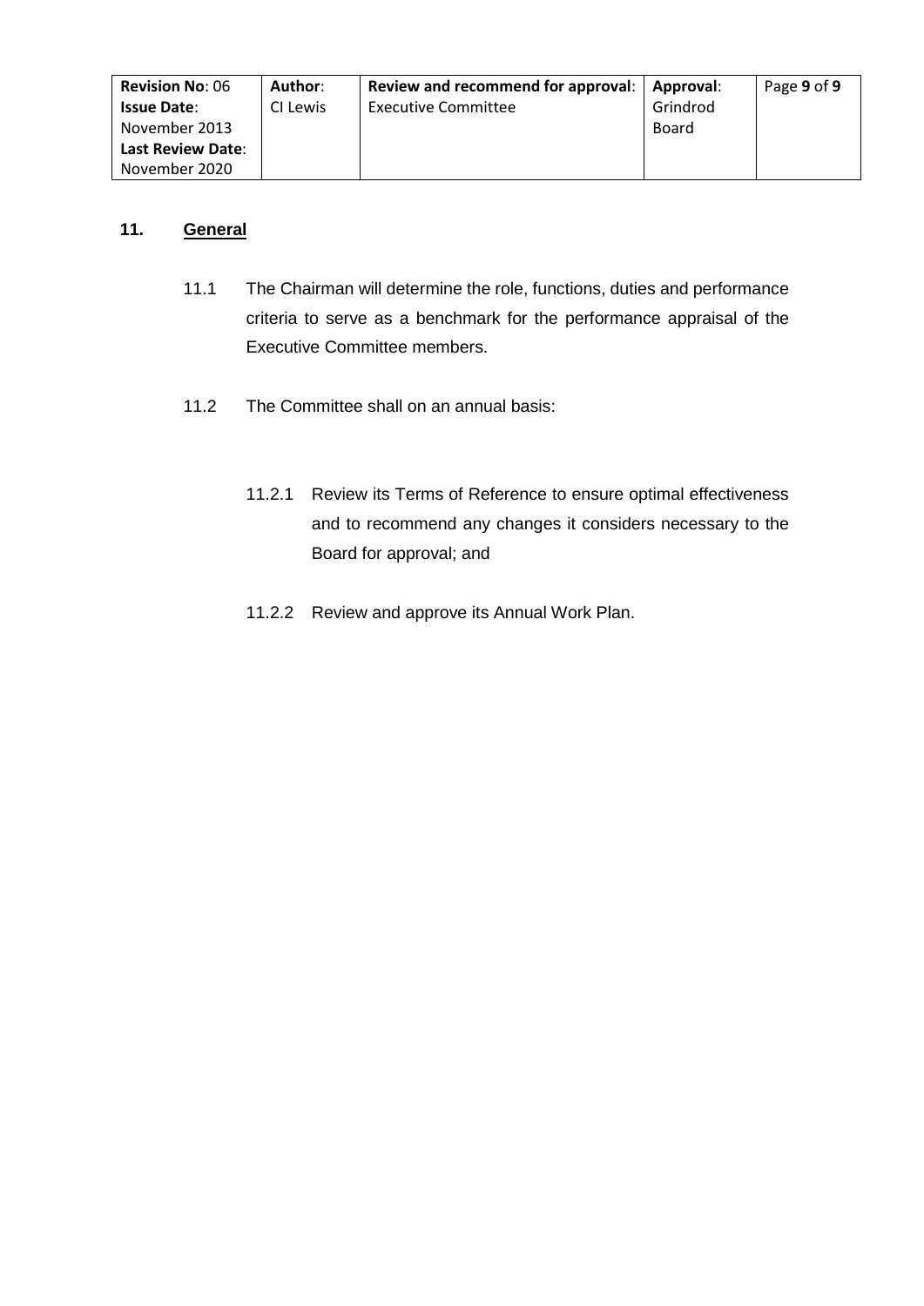## 11. General

11.1 The Chairman will determine the role, functions, duties and performance criteria to serve as a benchmark for the performance appraisal of the Executive Committee members.

11.2 The Committee shall on an annual basis:

11.2.1 Review its Terms of Reference to ensure optimal effectiveness and to recommend any changes it considers necessary to the Board for approval; and

11.2.2 Review and approve its Annual Work Plan.